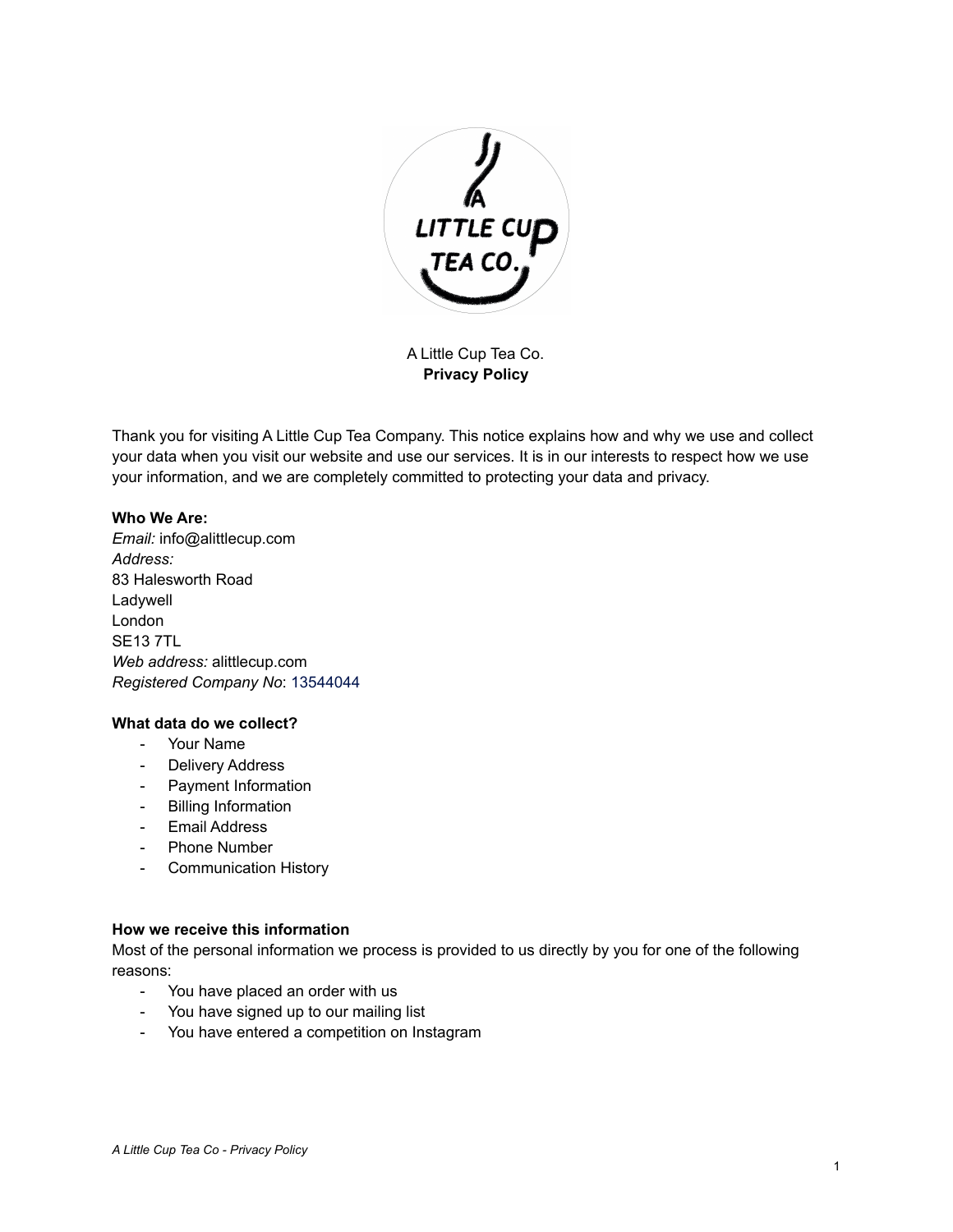A Little Cup Tea Co.

**Privacy Policy**

Thank you for visiting A Little Cup Tea Company. This notice explains how and why we use and collect your data when you visit our website and use our services. It is in our interests to respect how we use your information, and we are completely committed to protecting your data and privacy.

**Who We Are:**

*Email:* info@alittlecup.com
*Address:*
83 Halesworth Road
Ladywell
London
SE13 7TL
*Web address:* alittlecup.com
*Registered Company No*: 13544044

**What data do we collect?**

- Your Name
- Delivery Address
- Payment Information
- Billing Information
- Email Address
- Phone Number
- Communication History

**How we receive this information**

Most of the personal information we process is provided to us directly by you for one of the following reasons:

- You have placed an order with us
- You have signed up to our mailing list
- You have entered a competition on Instagram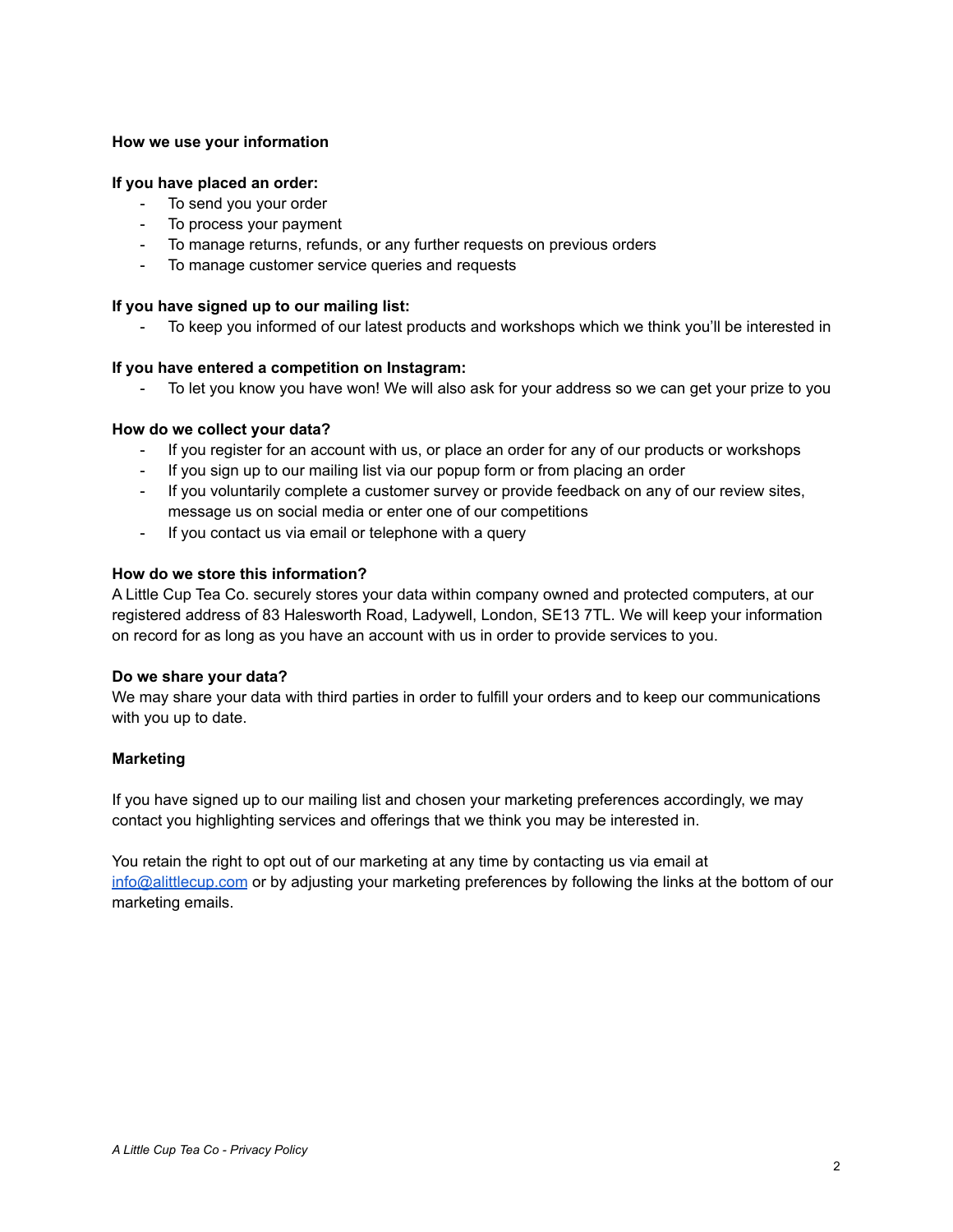**How we use your information**

**If you have placed an order:**

- To send you your order
- To process your payment
- To manage returns, refunds, or any further requests on previous orders
- To manage customer service queries and requests

**If you have signed up to our mailing list:**

- To keep you informed of our latest products and workshops which we think you'll be interested in

**If you have entered a competition on Instagram:**

- To let you know you have won! We will also ask for your address so we can get your prize to you

**How do we collect your data?**

- If you register for an account with us, or place an order for any of our products or workshops
- If you sign up to our mailing list via our popup form or from placing an order
- If you voluntarily complete a customer survey or provide feedback on any of our review sites, message us on social media or enter one of our competitions
- If you contact us via email or telephone with a query

**How do we store this information?**

A Little Cup Tea Co. securely stores your data within company owned and protected computers, at our registered address of 83 Halesworth Road, Ladywell, London, SE13 7TL. We will keep your information on record for as long as you have an account with us in order to provide services to you.

**Do we share your data?**

We may share your data with third parties in order to fulfill your orders and to keep our communications with you up to date.

**Marketing**

If you have signed up to our mailing list and chosen your marketing preferences accordingly, we may contact you highlighting services and offerings that we think you may be interested in.

You retain the right to opt out of our marketing at any time by contacting us via email at info@alittlecup.com or by adjusting your marketing preferences by following the links at the bottom of our marketing emails.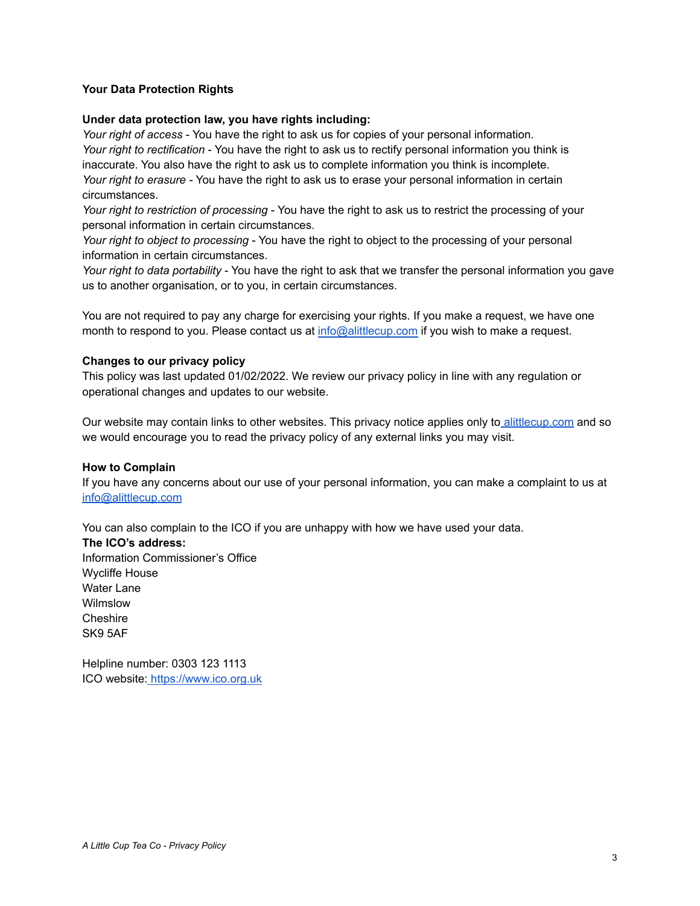## Your Data Protection Rights

**Under data protection law, you have rights including:**

*Your right of access* - You have the right to ask us for copies of your personal information.
*Your right to rectification* - You have the right to ask us to rectify personal information you think is inaccurate. You also have the right to ask us to complete information you think is incomplete.
*Your right to erasure* - You have the right to ask us to erase your personal information in certain circumstances.
*Your right to restriction of processing* - You have the right to ask us to restrict the processing of your personal information in certain circumstances.
*Your right to object to processing* - You have the right to object to the processing of your personal information in certain circumstances.
*Your right to data portability* - You have the right to ask that we transfer the personal information you gave us to another organisation, or to you, in certain circumstances.

You are not required to pay any charge for exercising your rights. If you make a request, we have one month to respond to you. Please contact us at info@alittlecup.com if you wish to make a request.

## Changes to our privacy policy

This policy was last updated 01/02/2022. We review our privacy policy in line with any regulation or operational changes and updates to our website.

Our website may contain links to other websites. This privacy notice applies only to alittlecup.com and so we would encourage you to read the privacy policy of any external links you may visit.

## How to Complain

If you have any concerns about our use of your personal information, you can make a complaint to us at info@alittlecup.com

You can also complain to the ICO if you are unhappy with how we have used your data.

**The ICO's address:**
Information Commissioner's Office
Wycliffe House
Water Lane
Wilmslow
Cheshire
SK9 5AF

Helpline number: 0303 123 1113
ICO website: https://www.ico.org.uk